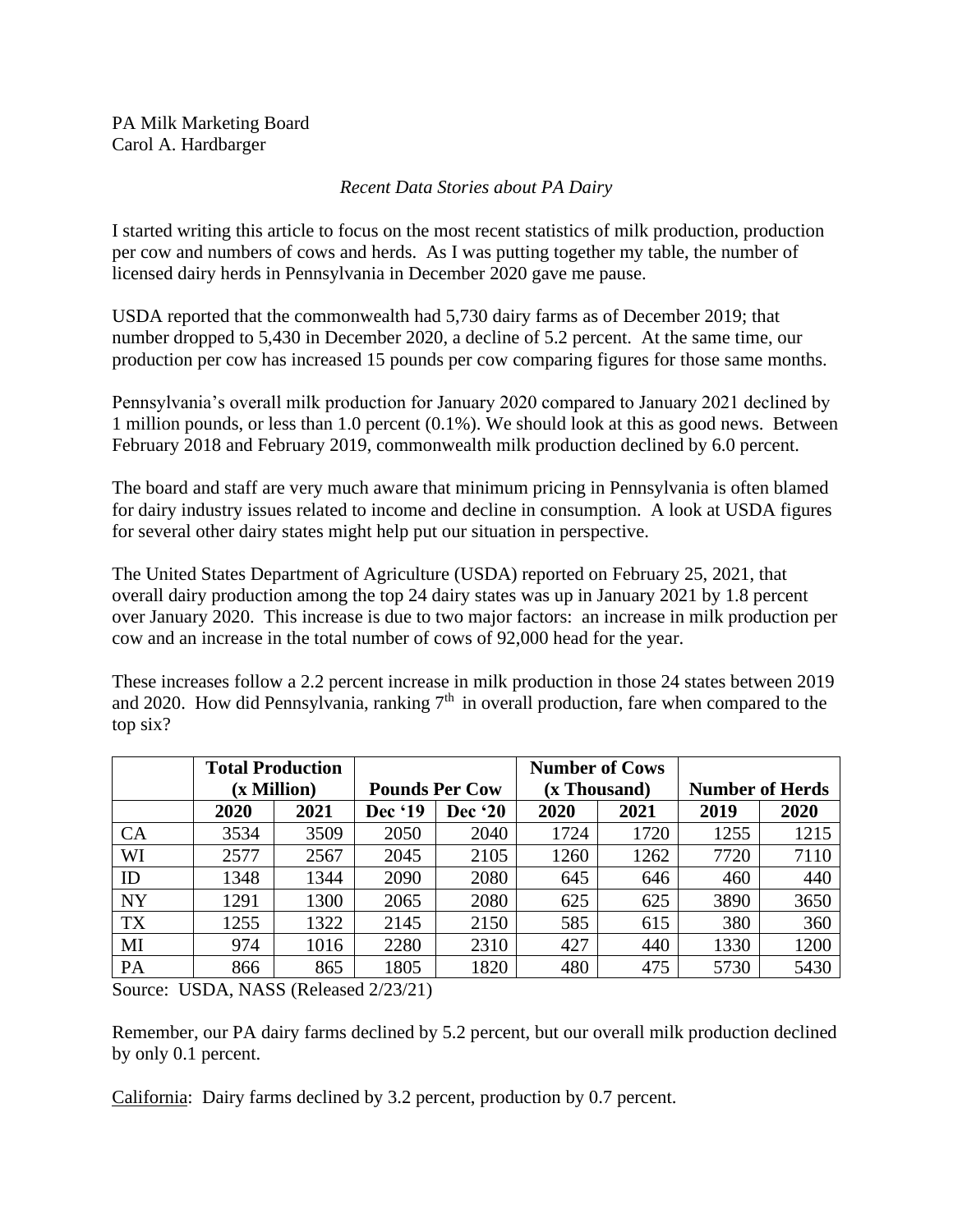PA Milk Marketing Board
Carol A. Hardbarger

*Recent Data Stories about PA Dairy*

I started writing this article to focus on the most recent statistics of milk production, production per cow and numbers of cows and herds. As I was putting together my table, the number of licensed dairy herds in Pennsylvania in December 2020 gave me pause.

USDA reported that the commonwealth had 5,730 dairy farms as of December 2019; that number dropped to 5,430 in December 2020, a decline of 5.2 percent. At the same time, our production per cow has increased 15 pounds per cow comparing figures for those same months.

Pennsylvania's overall milk production for January 2020 compared to January 2021 declined by 1 million pounds, or less than 1.0 percent (0.1%). We should look at this as good news. Between February 2018 and February 2019, commonwealth milk production declined by 6.0 percent.

The board and staff are very much aware that minimum pricing in Pennsylvania is often blamed for dairy industry issues related to income and decline in consumption. A look at USDA figures for several other dairy states might help put our situation in perspective.

The United States Department of Agriculture (USDA) reported on February 25, 2021, that overall dairy production among the top 24 dairy states was up in January 2021 by 1.8 percent over January 2020. This increase is due to two major factors: an increase in milk production per cow and an increase in the total number of cows of 92,000 head for the year.

These increases follow a 2.2 percent increase in milk production in those 24 states between 2019 and 2020. How did Pennsylvania, ranking 7th in overall production, fare when compared to the top six?

| | **Total Production (x Million)** | | **Pounds Per Cow** | | **Number of Cows (x Thousand)** | | **Number of Herds** | |
|---|---|---|---|---|---|---|---|---|
| | **2020** | **2021** | **Dec '19** | **Dec '20** | **2020** | **2021** | **2019** | **2020** |
| CA | 3534 | 3509 | 2050 | 2040 | 1724 | 1720 | 1255 | 1215 |
| WI | 2577 | 2567 | 2045 | 2105 | 1260 | 1262 | 7720 | 7110 |
| ID | 1348 | 1344 | 2090 | 2080 | 645 | 646 | 460 | 440 |
| NY | 1291 | 1300 | 2065 | 2080 | 625 | 625 | 3890 | 3650 |
| TX | 1255 | 1322 | 2145 | 2150 | 585 | 615 | 380 | 360 |
| MI | 974 | 1016 | 2280 | 2310 | 427 | 440 | 1330 | 1200 |
| PA | 866 | 865 | 1805 | 1820 | 480 | 475 | 5730 | 5430 |

Source: USDA, NASS (Released 2/23/21)

Remember, our PA dairy farms declined by 5.2 percent, but our overall milk production declined by only 0.1 percent.

<u>California</u>: Dairy farms declined by 3.2 percent, production by 0.7 percent.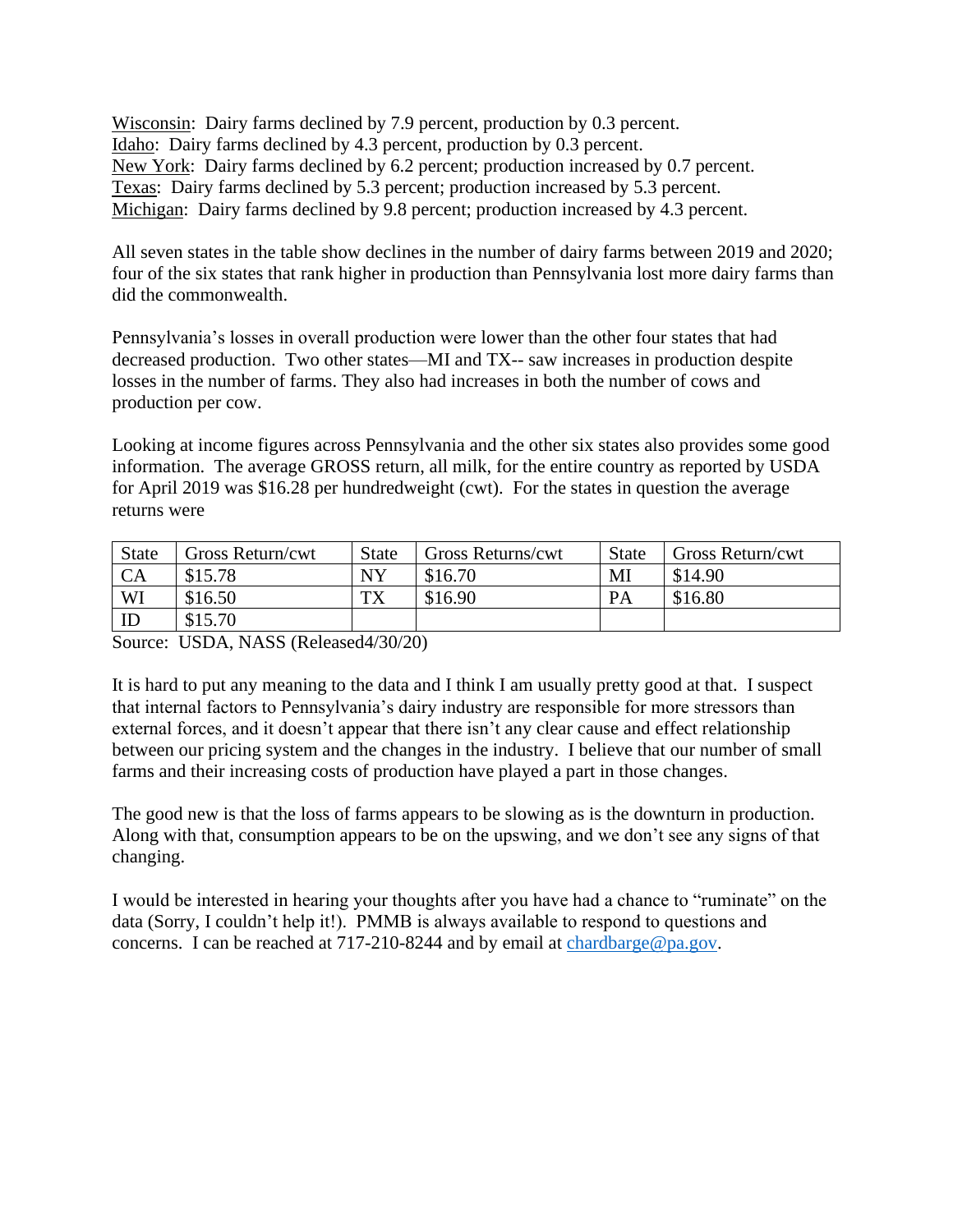Wisconsin: Dairy farms declined by 7.9 percent, production by 0.3 percent.
Idaho: Dairy farms declined by 4.3 percent, production by 0.3 percent.
New York: Dairy farms declined by 6.2 percent; production increased by 0.7 percent.
Texas: Dairy farms declined by 5.3 percent; production increased by 5.3 percent.
Michigan: Dairy farms declined by 9.8 percent; production increased by 4.3 percent.

All seven states in the table show declines in the number of dairy farms between 2019 and 2020; four of the six states that rank higher in production than Pennsylvania lost more dairy farms than did the commonwealth.

Pennsylvania's losses in overall production were lower than the other four states that had decreased production. Two other states—MI and TX-- saw increases in production despite losses in the number of farms. They also had increases in both the number of cows and production per cow.

Looking at income figures across Pennsylvania and the other six states also provides some good information. The average GROSS return, all milk, for the entire country as reported by USDA for April 2019 was $16.28 per hundredweight (cwt). For the states in question the average returns were

| State | Gross Return/cwt | State | Gross Returns/cwt | State | Gross Return/cwt |
|---|---|---|---|---|---|
| CA | $15.78 | NY | $16.70 | MI | $14.90 |
| WI | $16.50 | TX | $16.90 | PA | $16.80 |
| ID | $15.70 | | | | |

Source: USDA, NASS (Released4/30/20)

It is hard to put any meaning to the data and I think I am usually pretty good at that. I suspect that internal factors to Pennsylvania's dairy industry are responsible for more stressors than external forces, and it doesn't appear that there isn't any clear cause and effect relationship between our pricing system and the changes in the industry. I believe that our number of small farms and their increasing costs of production have played a part in those changes.

The good new is that the loss of farms appears to be slowing as is the downturn in production. Along with that, consumption appears to be on the upswing, and we don't see any signs of that changing.

I would be interested in hearing your thoughts after you have had a chance to "ruminate" on the data (Sorry, I couldn't help it!). PMMB is always available to respond to questions and concerns. I can be reached at 717-210-8244 and by email at chardbarge@pa.gov.